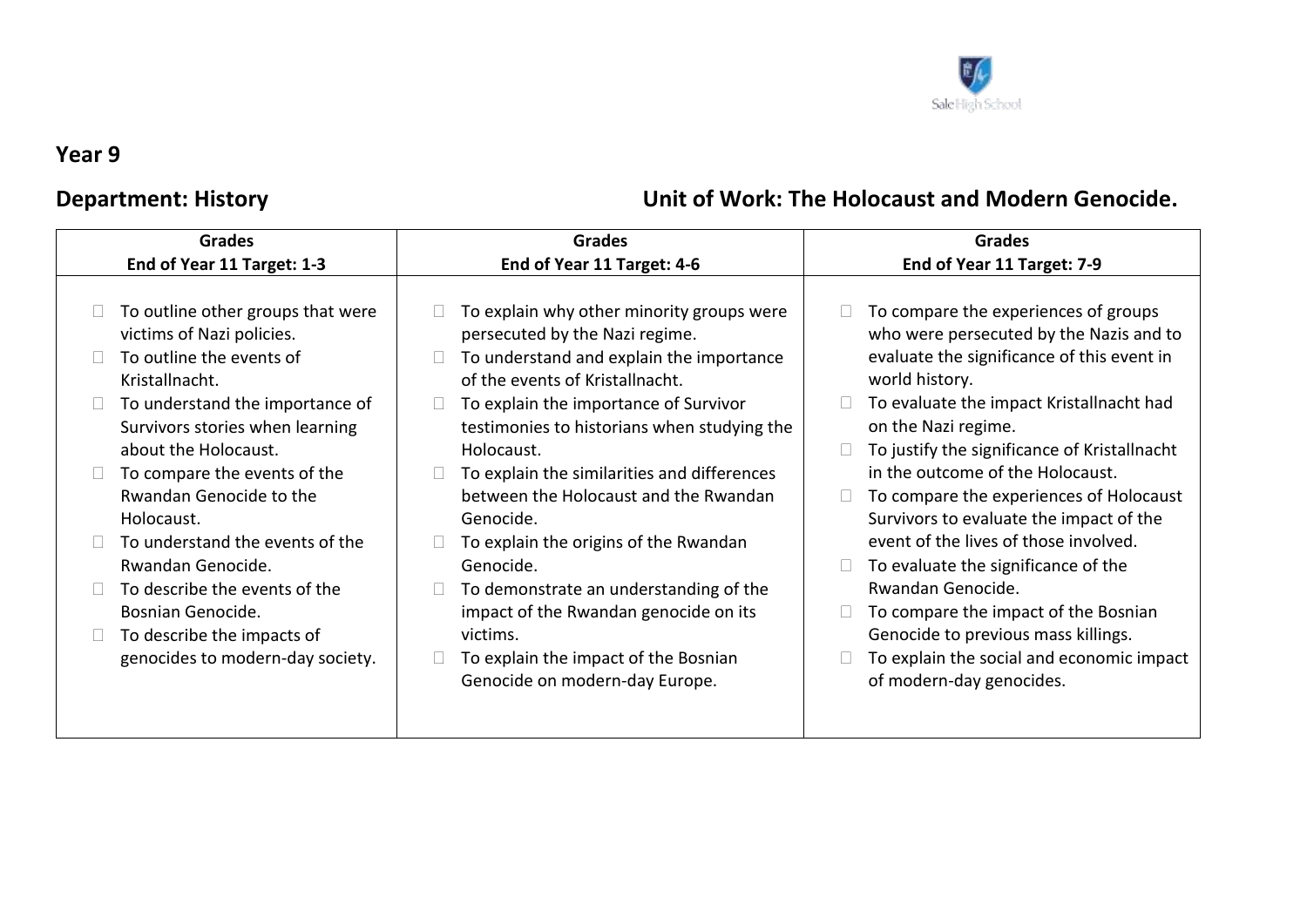## Year 9

**Department: History** **Unit of Work: The Holocaust and Modern Genocide.**

| Grades<br>End of Year 11 Target: 1-3 | Grades<br>End of Year 11 Target: 4-6 | Grades<br>End of Year 11 Target: 7-9 |
|---|---|---|
| • To outline other groups that were victims of Nazi policies.<br>• To outline the events of Kristallnacht.<br>• To understand the importance of Survivors stories when learning about the Holocaust.<br>• To compare the events of the Rwandan Genocide to the Holocaust.<br>• To understand the events of the Rwandan Genocide.<br>• To describe the events of the Bosnian Genocide.<br>• To describe the impacts of genocides to modern-day society. | • To explain why other minority groups were persecuted by the Nazi regime.<br>• To understand and explain the importance of the events of Kristallnacht.<br>• To explain the importance of Survivor testimonies to historians when studying the Holocaust.<br>• To explain the similarities and differences between the Holocaust and the Rwandan Genocide.<br>• To explain the origins of the Rwandan Genocide.<br>• To demonstrate an understanding of the impact of the Rwandan genocide on its victims.<br>• To explain the impact of the Bosnian Genocide on modern-day Europe. | • To compare the experiences of groups who were persecuted by the Nazis and to evaluate the significance of this event in world history.<br>• To evaluate the impact Kristallnacht had on the Nazi regime.<br>• To justify the significance of Kristallnacht in the outcome of the Holocaust.<br>• To compare the experiences of Holocaust Survivors to evaluate the impact of the event of the lives of those involved.<br>• To evaluate the significance of the Rwandan Genocide.<br>• To compare the impact of the Bosnian Genocide to previous mass killings.<br>• To explain the social and economic impact of modern-day genocides. |